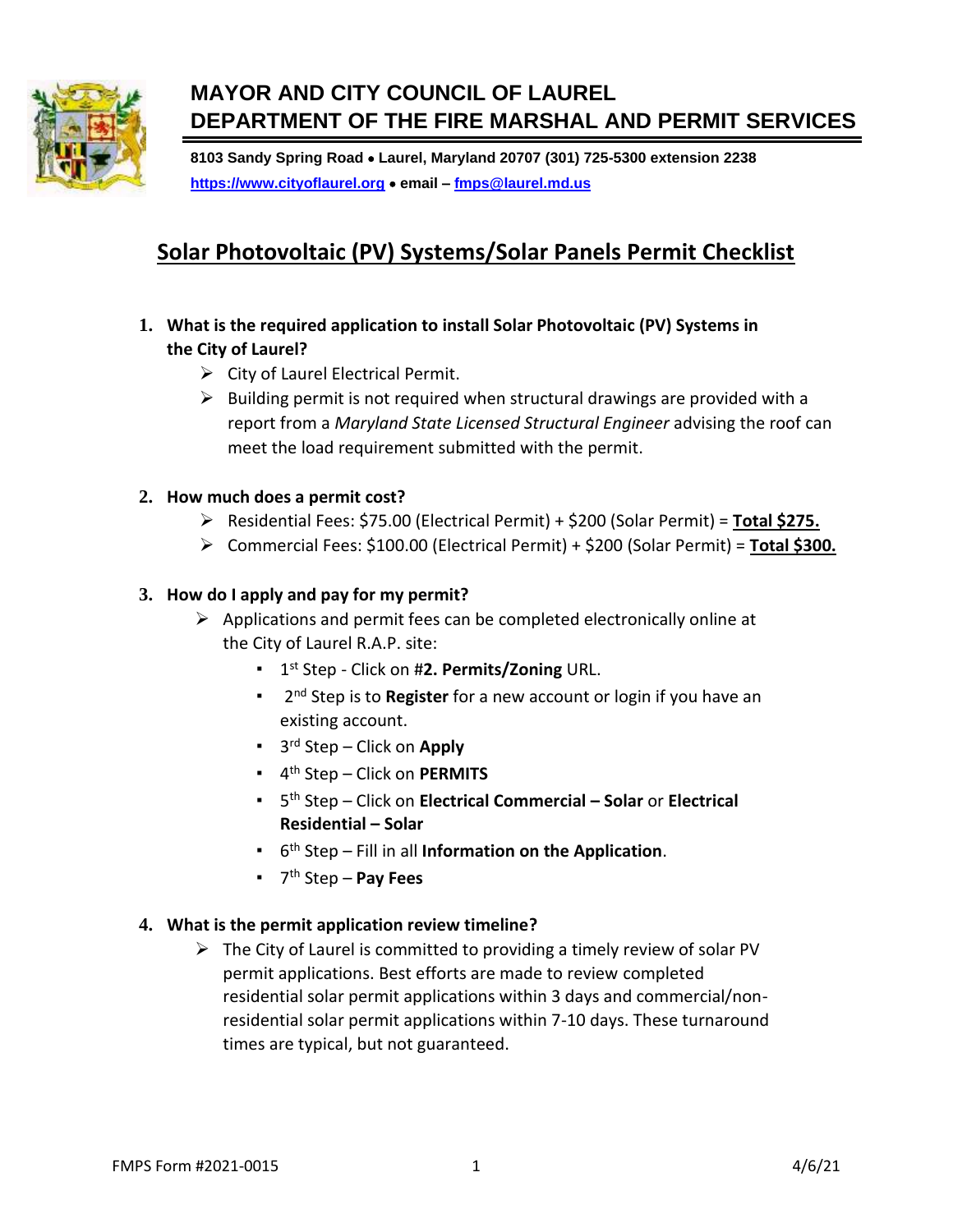# MAYOR AND CITY COUNCIL OF LAUREL
# DEPARTMENT OF THE FIRE MARSHAL AND PERMIT SERVICES

**8103 Sandy Spring Road • Laurel, Maryland 20707 (301) 725-5300 extension 2238**
**https://www.cityoflaurel.org • email – fmps@laurel.md.us**

## Solar Photovoltaic (PV) Systems/Solar Panels Permit Checklist

1. **What is the required application to install Solar Photovoltaic (PV) Systems in the City of Laurel?**
   - City of Laurel Electrical Permit.
   - Building permit is not required when structural drawings are provided with a report from a *Maryland State Licensed Structural Engineer* advising the roof can meet the load requirement submitted with the permit.

2. **How much does a permit cost?**
   - Residential Fees: $75.00 (Electrical Permit) + $200 (Solar Permit) = **Total $275.**
   - Commercial Fees: $100.00 (Electrical Permit) + $200 (Solar Permit) = **Total $300.**

3. **How do I apply and pay for my permit?**
   - Applications and permit fees can be completed electronically online at the City of Laurel R.A.P. site:
     - 1st Step - Click on #**2. Permits/Zoning** URL.
     - 2nd Step is to **Register** for a new account or login if you have an existing account.
     - 3rd Step – Click on **Apply**
     - 4th Step – Click on **PERMITS**
     - 5th Step – Click on **Electrical Commercial – Solar** or **Electrical Residential – Solar**
     - 6th Step – Fill in all **Information on the Application**.
     - 7th Step – **Pay Fees**

4. **What is the permit application review timeline?**
   - The City of Laurel is committed to providing a timely review of solar PV permit applications. Best efforts are made to review completed residential solar permit applications within 3 days and commercial/non-residential solar permit applications within 7-10 days. These turnaround times are typical, but not guaranteed.

FMPS Form #2021-0015 4/6/21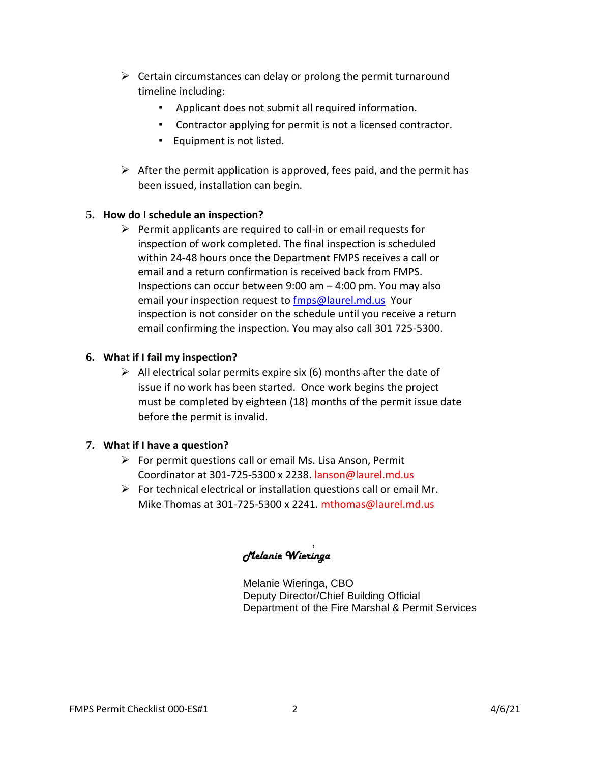- Certain circumstances can delay or prolong the permit turnaround timeline including:
  - Applicant does not submit all required information.
  - Contractor applying for permit is not a licensed contractor.
  - Equipment is not listed.

- After the permit application is approved, fees paid, and the permit has been issued, installation can begin.

**5. How do I schedule an inspection?**

- Permit applicants are required to call-in or email requests for inspection of work completed. The final inspection is scheduled within 24-48 hours once the Department FMPS receives a call or email and a return confirmation is received back from FMPS. Inspections can occur between 9:00 am – 4:00 pm. You may also email your inspection request to fmps@laurel.md.us Your inspection is not consider on the schedule until you receive a return email confirming the inspection. You may also call 301 725-5300.

**6. What if I fail my inspection?**

- All electrical solar permits expire six (6) months after the date of issue if no work has been started. Once work begins the project must be completed by eighteen (18) months of the permit issue date before the permit is invalid.

**7. What if I have a question?**

- For permit questions call or email Ms. Lisa Anson, Permit Coordinator at 301-725-5300 x 2238. lanson@laurel.md.us
- For technical electrical or installation questions call or email Mr. Mike Thomas at 301-725-5300 x 2241. mthomas@laurel.md.us

*Melanie Wieringa*

Melanie Wieringa, CBO
Deputy Director/Chief Building Official
Department of the Fire Marshal & Permit Services

FMPS Permit Checklist 000-ES#1 4/6/21